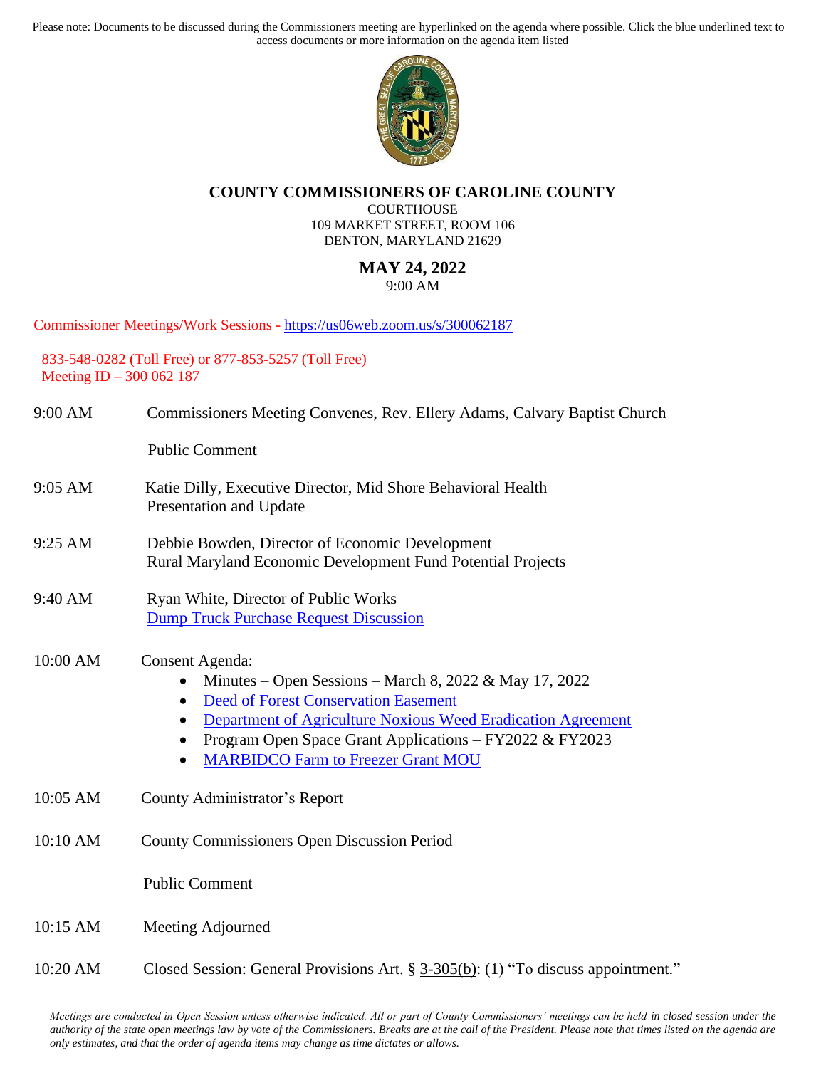Please note: Documents to be discussed during the Commissioners meeting are hyperlinked on the agenda where possible. Click the blue underlined text to access documents or more information on the agenda item listed

# COUNTY COMMISSIONERS OF CAROLINE COUNTY

COURTHOUSE
109 MARKET STREET, ROOM 106
DENTON, MARYLAND 21629

**MAY 24, 2022**
9:00 AM

Commissioner Meetings/Work Sessions - https://us06web.zoom.us/s/300062187

833-548-0282 (Toll Free) or 877-853-5257 (Toll Free)
Meeting ID – 300 062 187

9:00 AM — Commissioners Meeting Convenes, Rev. Ellery Adams, Calvary Baptist Church

Public Comment

9:05 AM — Katie Dilly, Executive Director, Mid Shore Behavioral Health
Presentation and Update

9:25 AM — Debbie Bowden, Director of Economic Development
Rural Maryland Economic Development Fund Potential Projects

9:40 AM — Ryan White, Director of Public Works
Dump Truck Purchase Request Discussion

10:00 AM — Consent Agenda:

- Minutes – Open Sessions – March 8, 2022 & May 17, 2022
- Deed of Forest Conservation Easement
- Department of Agriculture Noxious Weed Eradication Agreement
- Program Open Space Grant Applications – FY2022 & FY2023
- MARBIDCO Farm to Freezer Grant MOU

10:05 AM — County Administrator's Report

10:10 AM — County Commissioners Open Discussion Period

Public Comment

10:15 AM — Meeting Adjourned

10:20 AM — Closed Session: General Provisions Art. § 3-305(b): (1) "To discuss appointment."

*Meetings are conducted in Open Session unless otherwise indicated. All or part of County Commissioners' meetings can be held in closed session under the authority of the state open meetings law by vote of the Commissioners. Breaks are at the call of the President. Please note that times listed on the agenda are only estimates, and that the order of agenda items may change as time dictates or allows.*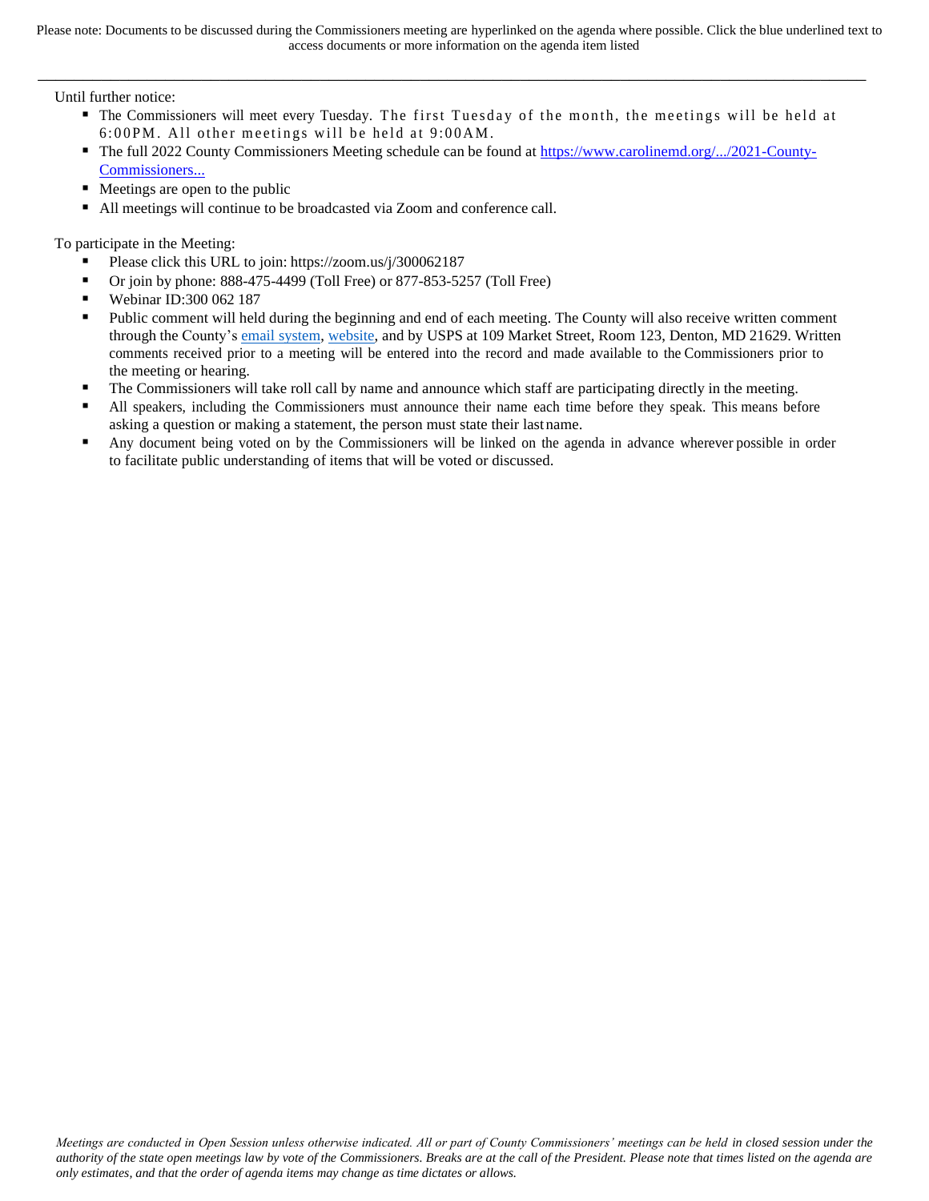Please note: Documents to be discussed during the Commissioners meeting are hyperlinked on the agenda where possible. Click the blue underlined text to access documents or more information on the agenda item listed

---

Until further notice:

- The Commissioners will meet every Tuesday. The first Tuesday of the month, the meetings will be held at 6:00PM. All other meetings will be held at 9:00AM.
- The full 2022 County Commissioners Meeting schedule can be found at [https://www.carolinemd.org/.../2021-County-Commissioners...](https://www.carolinemd.org/.../2021-County-Commissioners...)
- Meetings are open to the public
- All meetings will continue to be broadcasted via Zoom and conference call.

To participate in the Meeting:

- Please click this URL to join: https://zoom.us/j/300062187
- Or join by phone: 888-475-4499 (Toll Free) or 877-853-5257 (Toll Free)
- Webinar ID:300 062 187
- Public comment will held during the beginning and end of each meeting. The County will also receive written comment through the County's email system, website, and by USPS at 109 Market Street, Room 123, Denton, MD 21629. Written comments received prior to a meeting will be entered into the record and made available to the Commissioners prior to the meeting or hearing.
- The Commissioners will take roll call by name and announce which staff are participating directly in the meeting.
- All speakers, including the Commissioners must announce their name each time before they speak. This means before asking a question or making a statement, the person must state their last name.
- Any document being voted on by the Commissioners will be linked on the agenda in advance wherever possible in order to facilitate public understanding of items that will be voted or discussed.

*Meetings are conducted in Open Session unless otherwise indicated. All or part of County Commissioners' meetings can be held in closed session under the authority of the state open meetings law by vote of the Commissioners. Breaks are at the call of the President. Please note that times listed on the agenda are only estimates, and that the order of agenda items may change as time dictates or allows.*